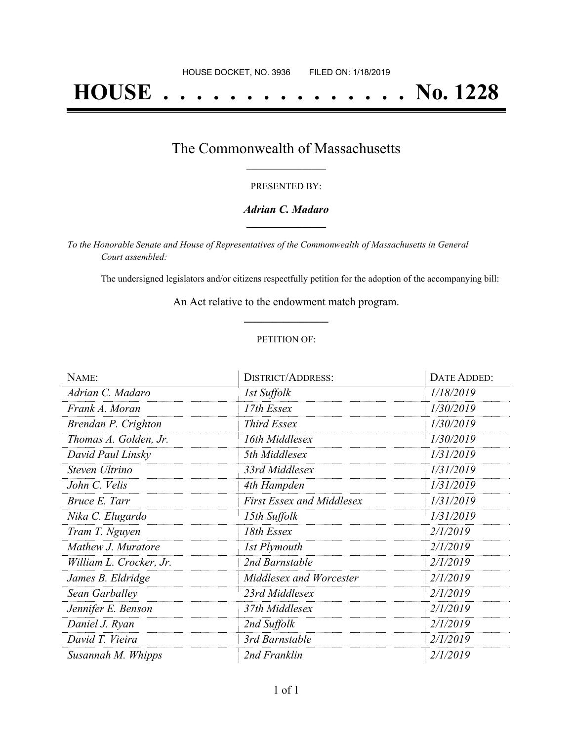HOUSE DOCKET, NO. 3936 FILED ON: 1/18/2019

# HOUSE . . . . . . . . . . . . . . . No. 1228

## The Commonwealth of Massachusetts

PRESENTED BY:

***Adrian C. Madaro***

*To the Honorable Senate and House of Representatives of the Commonwealth of Massachusetts in General Court assembled:*

The undersigned legislators and/or citizens respectfully petition for the adoption of the accompanying bill:

An Act relative to the endowment match program.

PETITION OF:

| NAME: | DISTRICT/ADDRESS: | DATE ADDED: |
|---|---|---|
| *Adrian C. Madaro* | *1st Suffolk* | *1/18/2019* |
| *Frank A. Moran* | *17th Essex* | *1/30/2019* |
| *Brendan P. Crighton* | *Third Essex* | *1/30/2019* |
| *Thomas A. Golden, Jr.* | *16th Middlesex* | *1/30/2019* |
| *David Paul Linsky* | *5th Middlesex* | *1/31/2019* |
| *Steven Ultrino* | *33rd Middlesex* | *1/31/2019* |
| *John C. Velis* | *4th Hampden* | *1/31/2019* |
| *Bruce E. Tarr* | *First Essex and Middlesex* | *1/31/2019* |
| *Nika C. Elugardo* | *15th Suffolk* | *1/31/2019* |
| *Tram T. Nguyen* | *18th Essex* | *2/1/2019* |
| *Mathew J. Muratore* | *1st Plymouth* | *2/1/2019* |
| *William L. Crocker, Jr.* | *2nd Barnstable* | *2/1/2019* |
| *James B. Eldridge* | *Middlesex and Worcester* | *2/1/2019* |
| *Sean Garballey* | *23rd Middlesex* | *2/1/2019* |
| *Jennifer E. Benson* | *37th Middlesex* | *2/1/2019* |
| *Daniel J. Ryan* | *2nd Suffolk* | *2/1/2019* |
| *David T. Vieira* | *3rd Barnstable* | *2/1/2019* |
| *Susannah M. Whipps* | *2nd Franklin* | *2/1/2019* |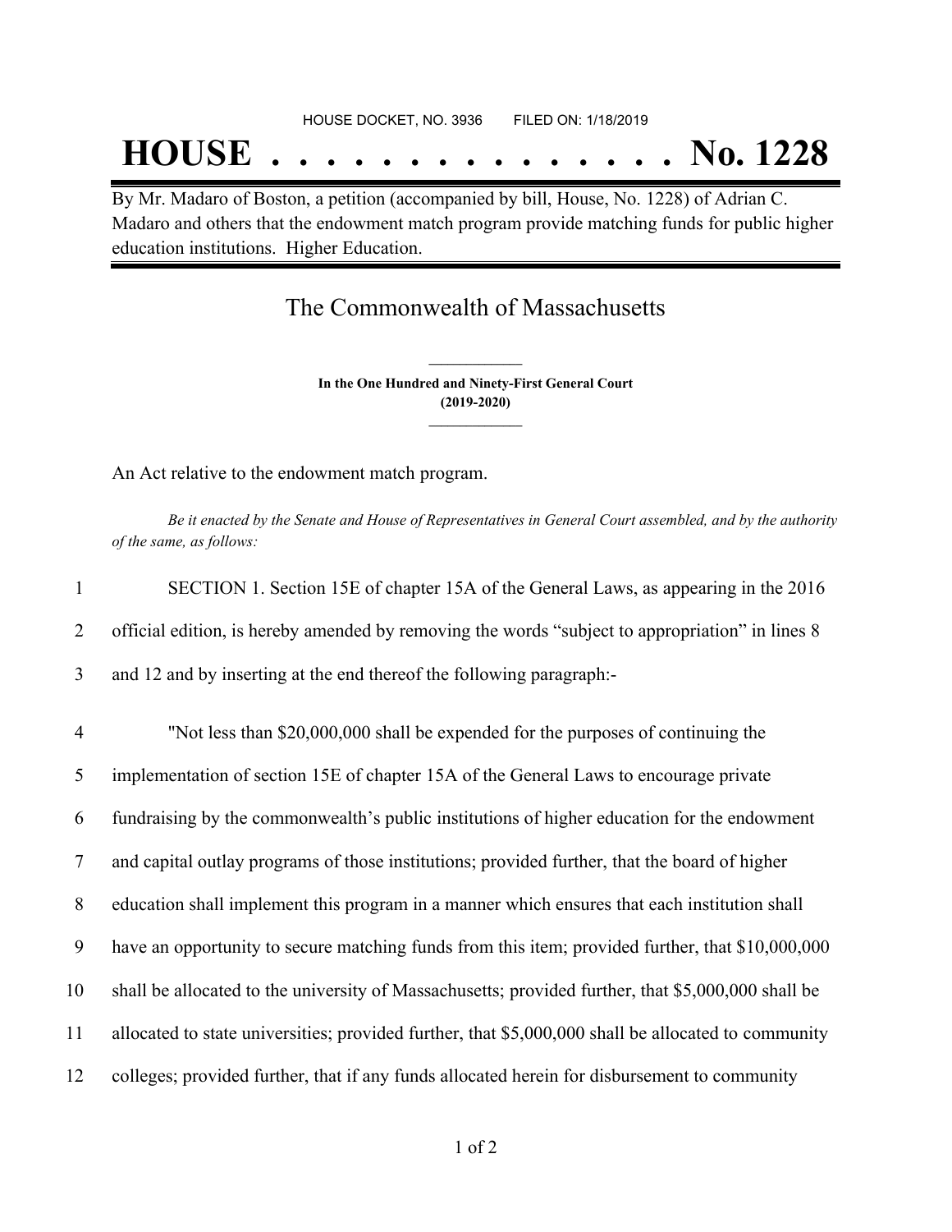HOUSE DOCKET, NO. 3936        FILED ON: 1/18/2019

# HOUSE . . . . . . . . . . . . . . . No. 1228

By Mr. Madaro of Boston, a petition (accompanied by bill, House, No. 1228) of Adrian C. Madaro and others that the endowment match program provide matching funds for public higher education institutions. Higher Education.

## The Commonwealth of Massachusetts

**In the One Hundred and Ninety-First General Court**
**(2019-2020)**

An Act relative to the endowment match program.

*Be it enacted by the Senate and House of Representatives in General Court assembled, and by the authority of the same, as follows:*

1 SECTION 1. Section 15E of chapter 15A of the General Laws, as appearing in the 2016
2 official edition, is hereby amended by removing the words "subject to appropriation" in lines 8
3 and 12 and by inserting at the end thereof the following paragraph:-

4 "Not less than $20,000,000 shall be expended for the purposes of continuing the
5 implementation of section 15E of chapter 15A of the General Laws to encourage private
6 fundraising by the commonwealth's public institutions of higher education for the endowment
7 and capital outlay programs of those institutions; provided further, that the board of higher
8 education shall implement this program in a manner which ensures that each institution shall
9 have an opportunity to secure matching funds from this item; provided further, that $10,000,000
10 shall be allocated to the university of Massachusetts; provided further, that $5,000,000 shall be
11 allocated to state universities; provided further, that $5,000,000 shall be allocated to community
12 colleges; provided further, that if any funds allocated herein for disbursement to community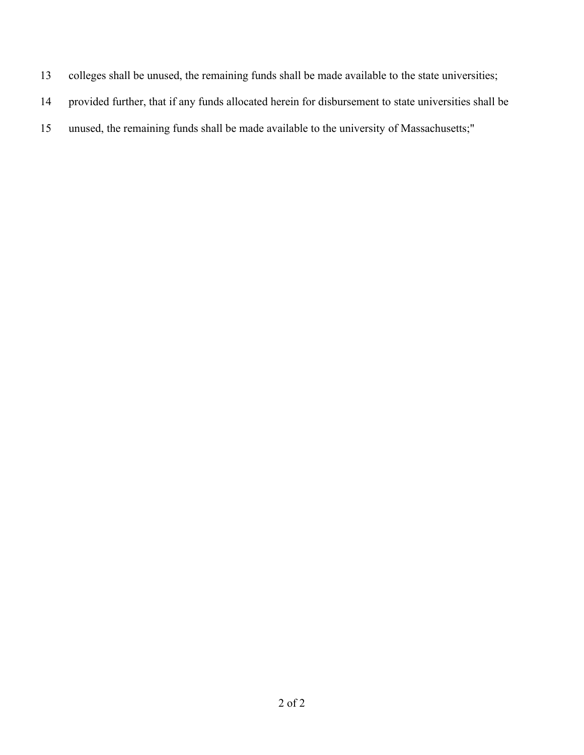13 colleges shall be unused, the remaining funds shall be made available to the state universities;

14 provided further, that if any funds allocated herein for disbursement to state universities shall be

15 unused, the remaining funds shall be made available to the university of Massachusetts;"